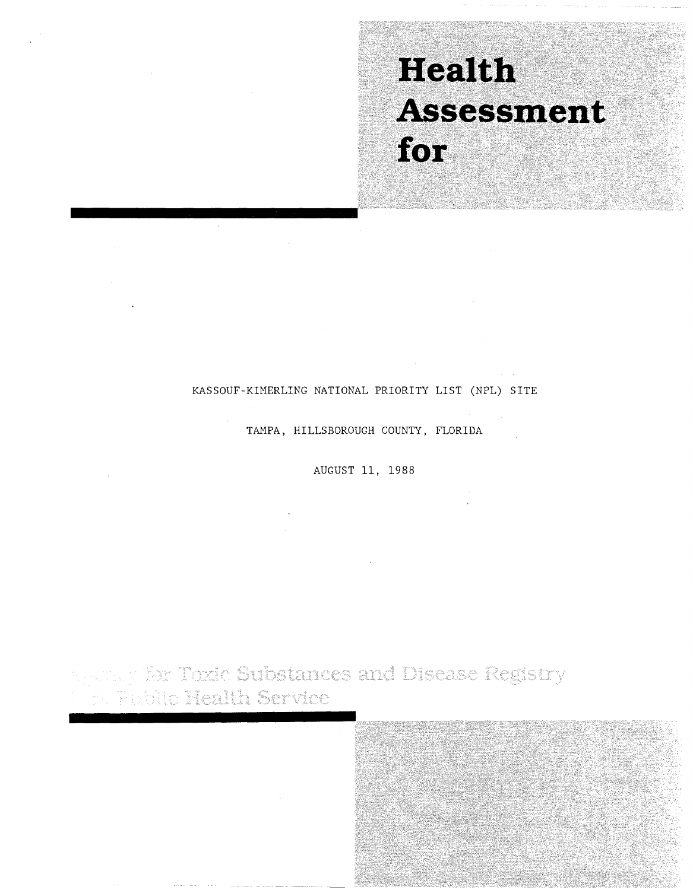# Health Assessment for

KASSOUF-KIMERLING NATIONAL PRIORITY LIST (NPL) SITE

TAMPA, HILLSBOROUGH COUNTY, FLORIDA

AUGUST 11, 1988

Agency for Toxic Substances and Disease Registry
U.S. Public Health Service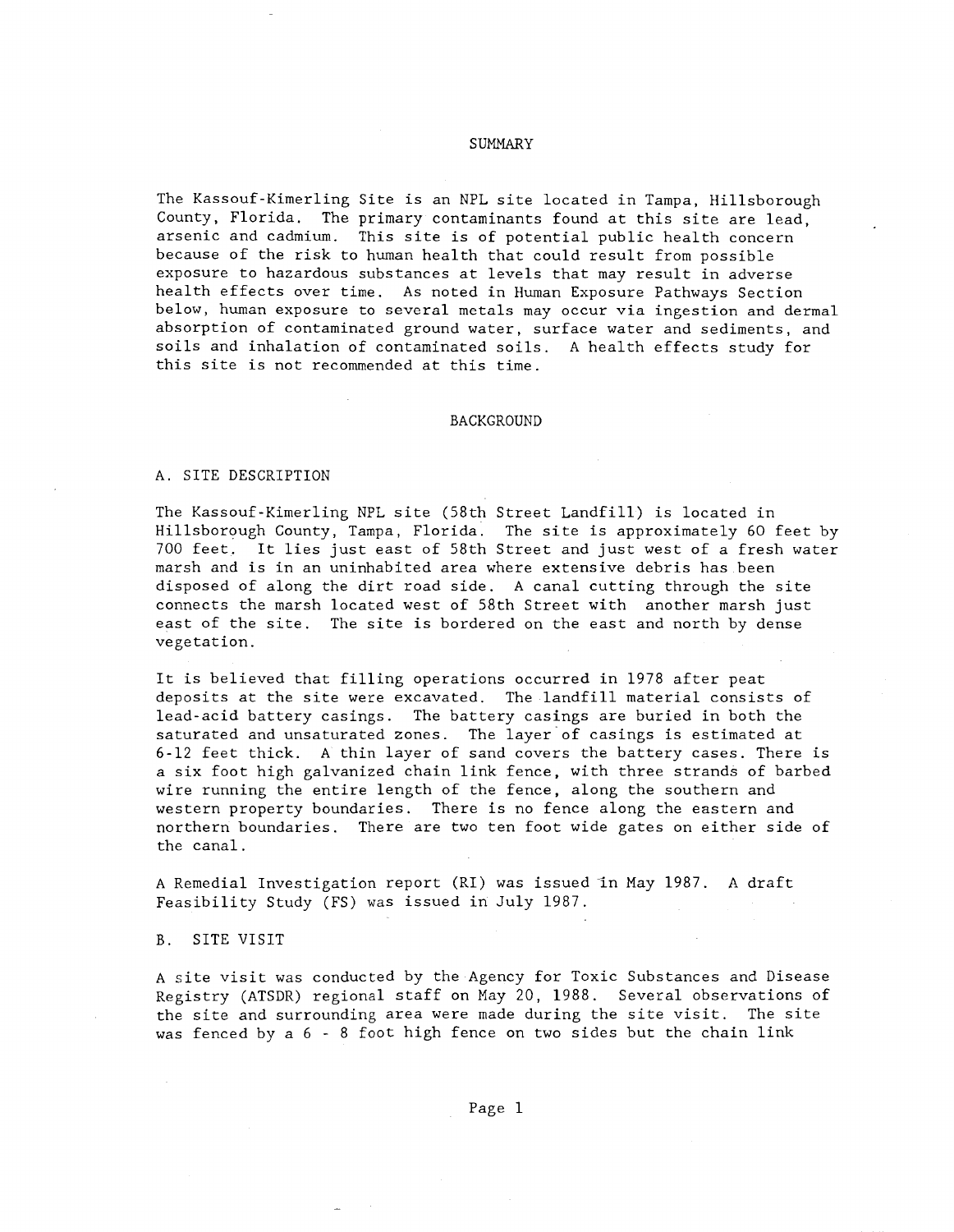## SUMMARY

The Kassouf-Kimerling Site is an NPL site located in Tampa, Hillsborough County, Florida. The primary contaminants found at this site are lead, arsenic and cadmium. This site is of potential public health concern because of the risk to human health that could result from possible exposure to hazardous substances at levels that may result in adverse health effects over time. As noted in Human Exposure Pathways Section below, human exposure to several metals may occur via ingestion and dermal absorption of contaminated ground water, surface water and sediments, and soils and inhalation of contaminated soils. A health effects study for this site is not recommended at this time.

## BACKGROUND

### A. SITE DESCRIPTION

The Kassouf-Kimerling NPL site (58th Street Landfill) is located in Hillsborough County, Tampa, Florida. The site is approximately 60 feet by 700 feet. It lies just east of 58th Street and just west of a fresh water marsh and is in an uninhabited area where extensive debris has been disposed of along the dirt road side. A canal cutting through the site connects the marsh located west of 58th Street with another marsh just east of the site. The site is bordered on the east and north by dense vegetation.

It is believed that filling operations occurred in 1978 after peat deposits at the site were excavated. The landfill material consists of lead-acid battery casings. The battery casings are buried in both the saturated and unsaturated zones. The layer of casings is estimated at 6-12 feet thick. A thin layer of sand covers the battery cases. There is a six foot high galvanized chain link fence, with three strands of barbed wire running the entire length of the fence, along the southern and western property boundaries. There is no fence along the eastern and northern boundaries. There are two ten foot wide gates on either side of the canal.

A Remedial Investigation report (RI) was issued in May 1987. A draft Feasibility Study (FS) was issued in July 1987.

### B. SITE VISIT

A site visit was conducted by the Agency for Toxic Substances and Disease Registry (ATSDR) regional staff on May 20, 1988. Several observations of the site and surrounding area were made during the site visit. The site was fenced by a 6 - 8 foot high fence on two sides but the chain link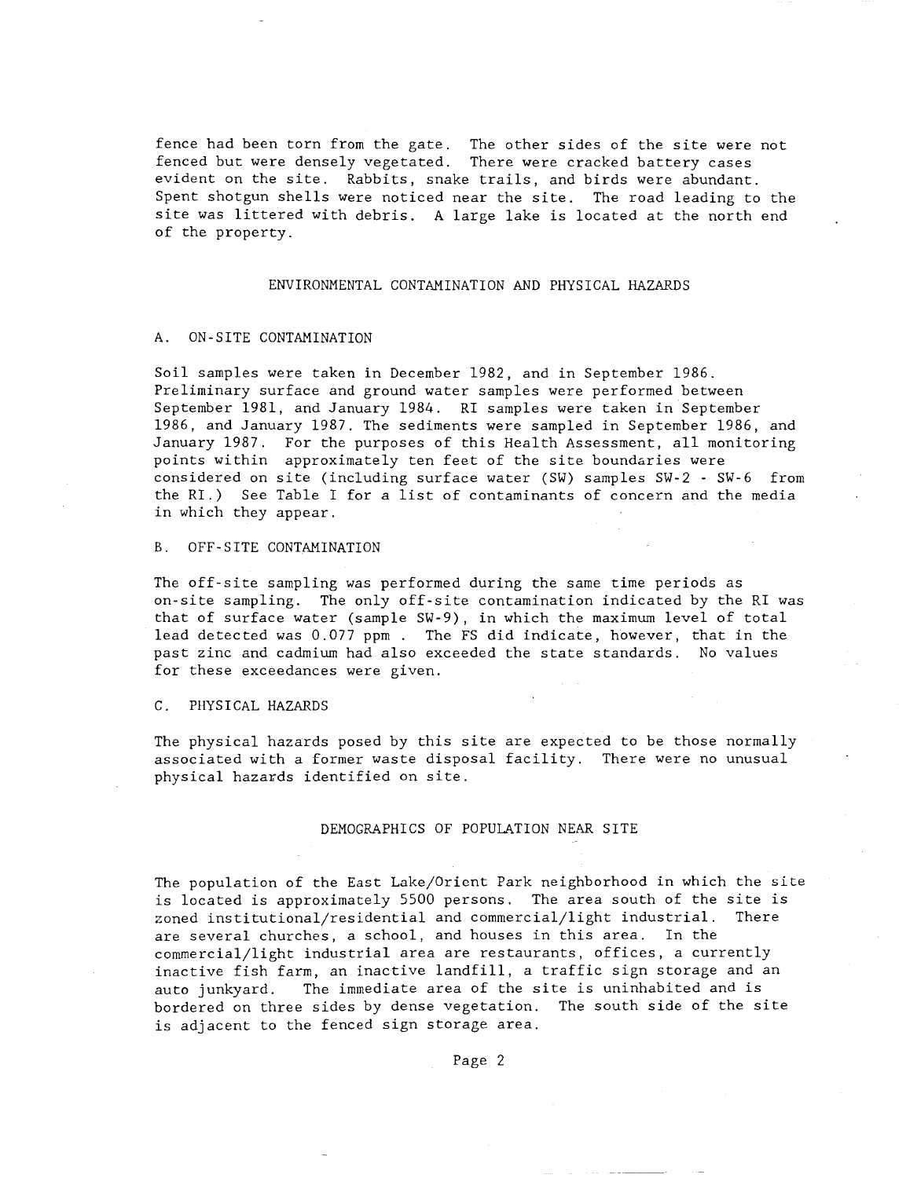fence had been torn from the gate. The other sides of the site were not fenced but were densely vegetated. There were cracked battery cases evident on the site. Rabbits, snake trails, and birds were abundant. Spent shotgun shells were noticed near the site. The road leading to the site was littered with debris. A large lake is located at the north end of the property.

## ENVIRONMENTAL CONTAMINATION AND PHYSICAL HAZARDS

### A. ON-SITE CONTAMINATION

Soil samples were taken in December 1982, and in September 1986. Preliminary surface and ground water samples were performed between September 1981, and January 1984. RI samples were taken in September 1986, and January 1987. The sediments were sampled in September 1986, and January 1987. For the purposes of this Health Assessment, all monitoring points within approximately ten feet of the site boundaries were considered on site (including surface water (SW) samples SW-2 - SW-6 from the RI.) See Table I for a list of contaminants of concern and the media in which they appear.

### B. OFF-SITE CONTAMINATION

The off-site sampling was performed during the same time periods as on-site sampling. The only off-site contamination indicated by the RI was that of surface water (sample SW-9), in which the maximum level of total lead detected was 0.077 ppm . The FS did indicate, however, that in the past zinc and cadmium had also exceeded the state standards. No values for these exceedances were given.

### C. PHYSICAL HAZARDS

The physical hazards posed by this site are expected to be those normally associated with a former waste disposal facility. There were no unusual physical hazards identified on site.

## DEMOGRAPHICS OF POPULATION NEAR SITE

The population of the East Lake/Orient Park neighborhood in which the site is located is approximately 5500 persons. The area south of the site is zoned institutional/residential and commercial/light industrial. There are several churches, a school, and houses in this area. In the commercial/light industrial area are restaurants, offices, a currently inactive fish farm, an inactive landfill, a traffic sign storage and an auto junkyard. The immediate area of the site is uninhabited and is bordered on three sides by dense vegetation. The south side of the site is adjacent to the fenced sign storage area.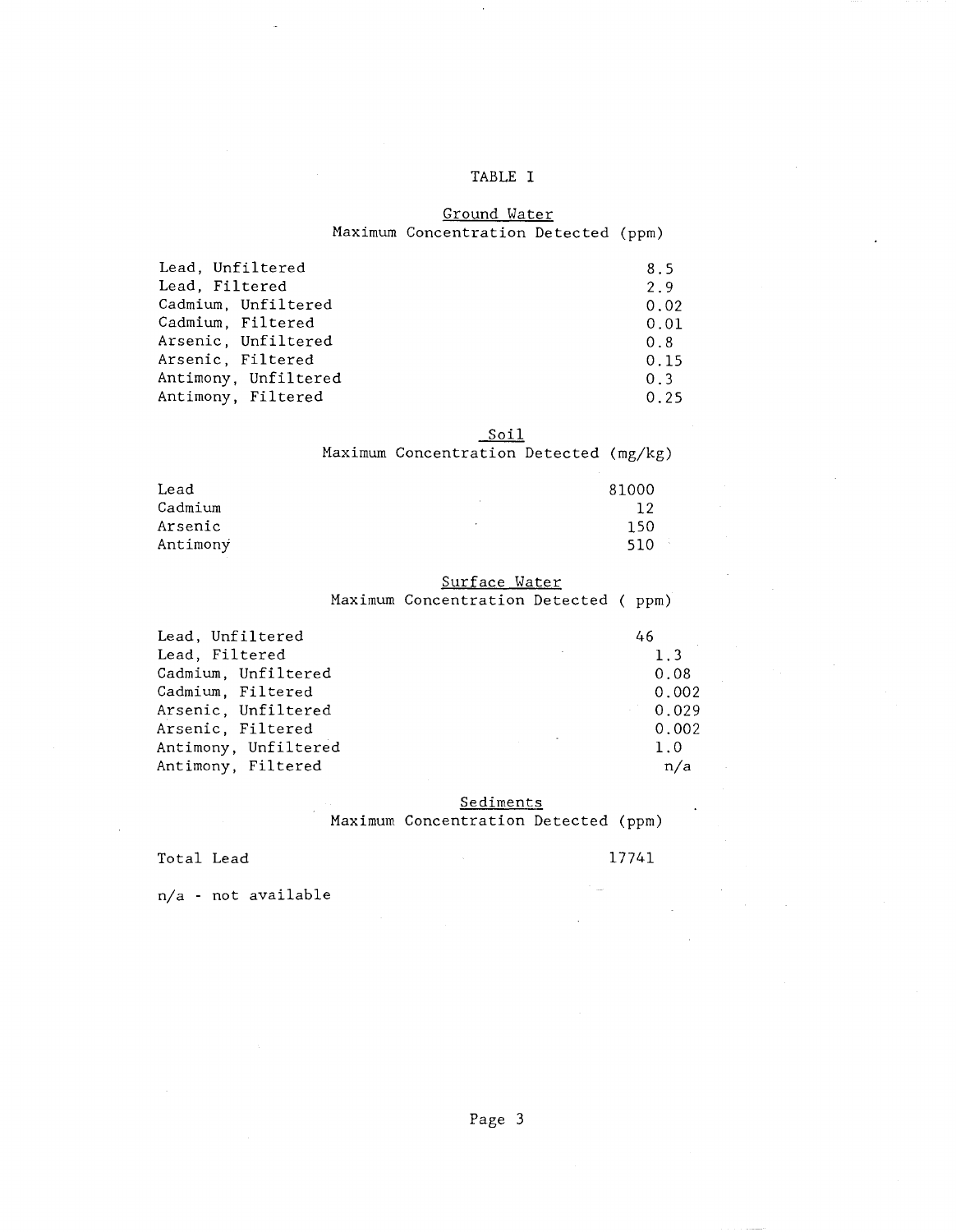## TABLE I

### Ground Water

| Maximum Concentration Detected (ppm) | |
|---|---|
| Lead, Unfiltered | 8.5 |
| Lead, Filtered | 2.9 |
| Cadmium, Unfiltered | 0.02 |
| Cadmium, Filtered | 0.01 |
| Arsenic, Unfiltered | 0.8 |
| Arsenic, Filtered | 0.15 |
| Antimony, Unfiltered | 0.3 |
| Antimony, Filtered | 0.25 |

### Soil

| Maximum Concentration Detected (mg/kg) | |
|---|---|
| Lead | 81000 |
| Cadmium | 12 |
| Arsenic | 150 |
| Antimony | 510 |

### Surface Water

| Maximum Concentration Detected ( ppm) | |
|---|---|
| Lead, Unfiltered | 46 |
| Lead, Filtered | 1.3 |
| Cadmium, Unfiltered | 0.08 |
| Cadmium, Filtered | 0.002 |
| Arsenic, Unfiltered | 0.029 |
| Arsenic, Filtered | 0.002 |
| Antimony, Unfiltered | 1.0 |
| Antimony, Filtered | n/a |

### Sediments

| Maximum Concentration Detected (ppm) | |
|---|---|
| Total Lead | 17741 |

n/a - not available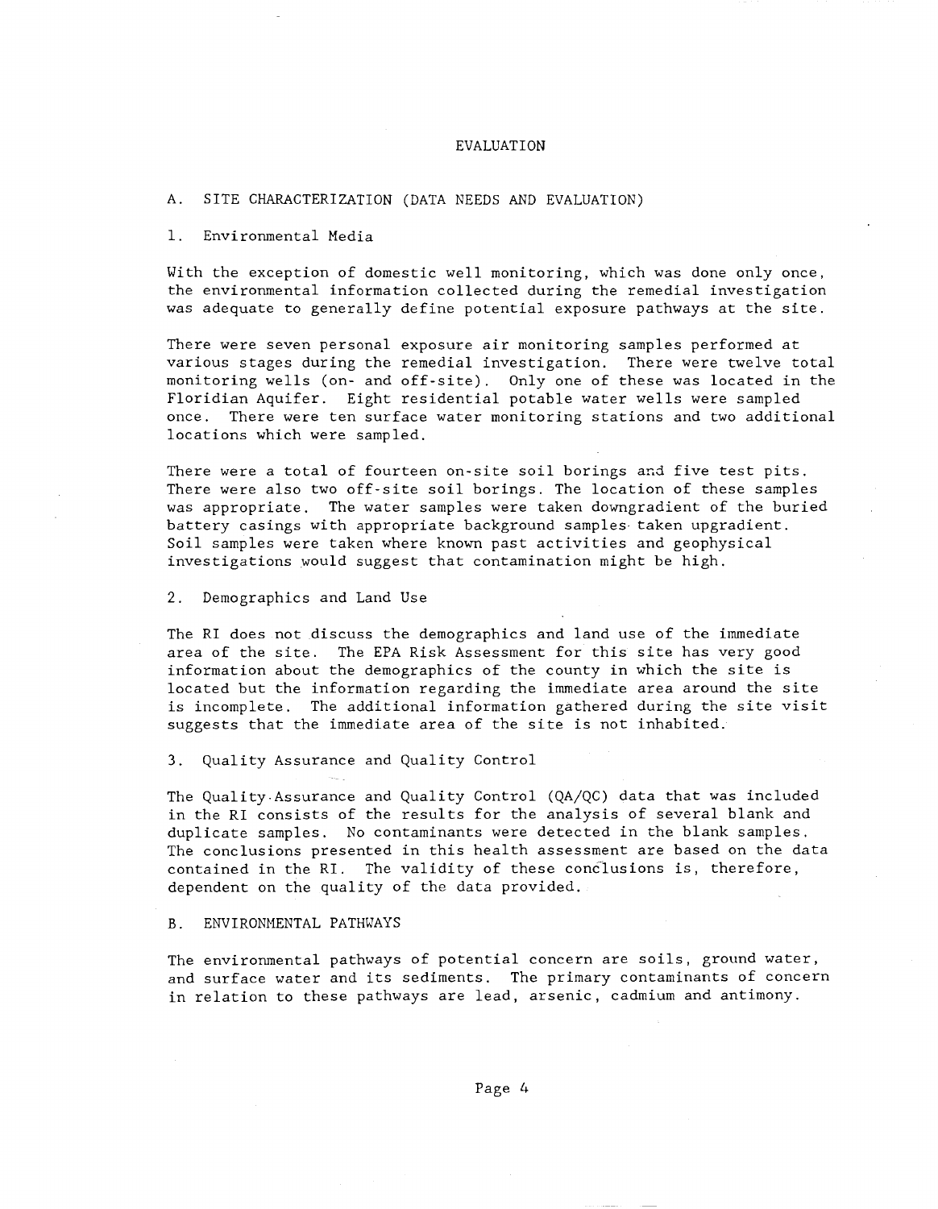# EVALUATION

## A. SITE CHARACTERIZATION (DATA NEEDS AND EVALUATION)

### 1. Environmental Media

With the exception of domestic well monitoring, which was done only once, the environmental information collected during the remedial investigation was adequate to generally define potential exposure pathways at the site.

There were seven personal exposure air monitoring samples performed at various stages during the remedial investigation. There were twelve total monitoring wells (on- and off-site). Only one of these was located in the Floridian Aquifer. Eight residential potable water wells were sampled once. There were ten surface water monitoring stations and two additional locations which were sampled.

There were a total of fourteen on-site soil borings and five test pits. There were also two off-site soil borings. The location of these samples was appropriate. The water samples were taken downgradient of the buried battery casings with appropriate background samples taken upgradient. Soil samples were taken where known past activities and geophysical investigations would suggest that contamination might be high.

### 2. Demographics and Land Use

The RI does not discuss the demographics and land use of the immediate area of the site. The EPA Risk Assessment for this site has very good information about the demographics of the county in which the site is located but the information regarding the immediate area around the site is incomplete. The additional information gathered during the site visit suggests that the immediate area of the site is not inhabited.

### 3. Quality Assurance and Quality Control

The Quality Assurance and Quality Control (QA/QC) data that was included in the RI consists of the results for the analysis of several blank and duplicate samples. No contaminants were detected in the blank samples. The conclusions presented in this health assessment are based on the data contained in the RI. The validity of these conclusions is, therefore, dependent on the quality of the data provided.

## B. ENVIRONMENTAL PATHWAYS

The environmental pathways of potential concern are soils, ground water, and surface water and its sediments. The primary contaminants of concern in relation to these pathways are lead, arsenic, cadmium and antimony.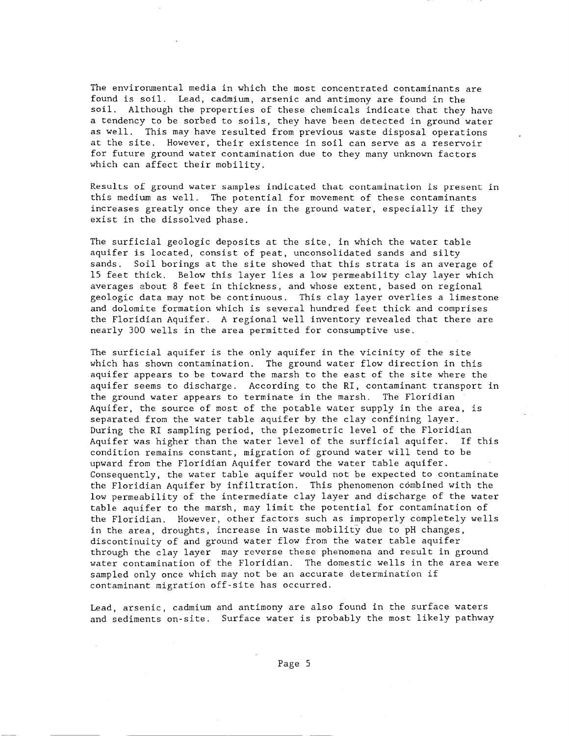The environmental media in which the most concentrated contaminants are found is soil. Lead, cadmium, arsenic and antimony are found in the soil. Although the properties of these chemicals indicate that they have a tendency to be sorbed to soils, they have been detected in ground water as well. This may have resulted from previous waste disposal operations at the site. However, their existence in soil can serve as a reservoir for future ground water contamination due to they many unknown factors which can affect their mobility.

Results of ground water samples indicated that contamination is present in this medium as well. The potential for movement of these contaminants increases greatly once they are in the ground water, especially if they exist in the dissolved phase.

The surficial geologic deposits at the site, in which the water table aquifer is located, consist of peat, unconsolidated sands and silty sands. Soil borings at the site showed that this strata is an average of 15 feet thick. Below this layer lies a low permeability clay layer which averages about 8 feet in thickness, and whose extent, based on regional geologic data may not be continuous. This clay layer overlies a limestone and dolomite formation which is several hundred feet thick and comprises the Floridian Aquifer. A regional well inventory revealed that there are nearly 300 wells in the area permitted for consumptive use.

The surficial aquifer is the only aquifer in the vicinity of the site which has shown contamination. The ground water flow direction in this aquifer appears to be toward the marsh to the east of the site where the aquifer seems to discharge. According to the RI, contaminant transport in the ground water appears to terminate in the marsh. The Floridian Aquifer, the source of most of the potable water supply in the area, is separated from the water table aquifer by the clay confining layer. During the RI sampling period, the piezometric level of the Floridian Aquifer was higher than the water level of the surficial aquifer. If this condition remains constant, migration of ground water will tend to be upward from the Floridian Aquifer toward the water table aquifer. Consequently, the water table aquifer would not be expected to contaminate the Floridian Aquifer by infiltration. This phenomenon combined with the low permeability of the intermediate clay layer and discharge of the water table aquifer to the marsh, may limit the potential for contamination of the Floridian. However, other factors such as improperly completely wells in the area, droughts, increase in waste mobility due to pH changes, discontinuity of and ground water flow from the water table aquifer through the clay layer may reverse these phenomena and result in ground water contamination of the Floridian. The domestic wells in the area were sampled only once which may not be an accurate determination if contaminant migration off-site has occurred.

Lead, arsenic, cadmium and antimony are also found in the surface waters and sediments on-site. Surface water is probably the most likely pathway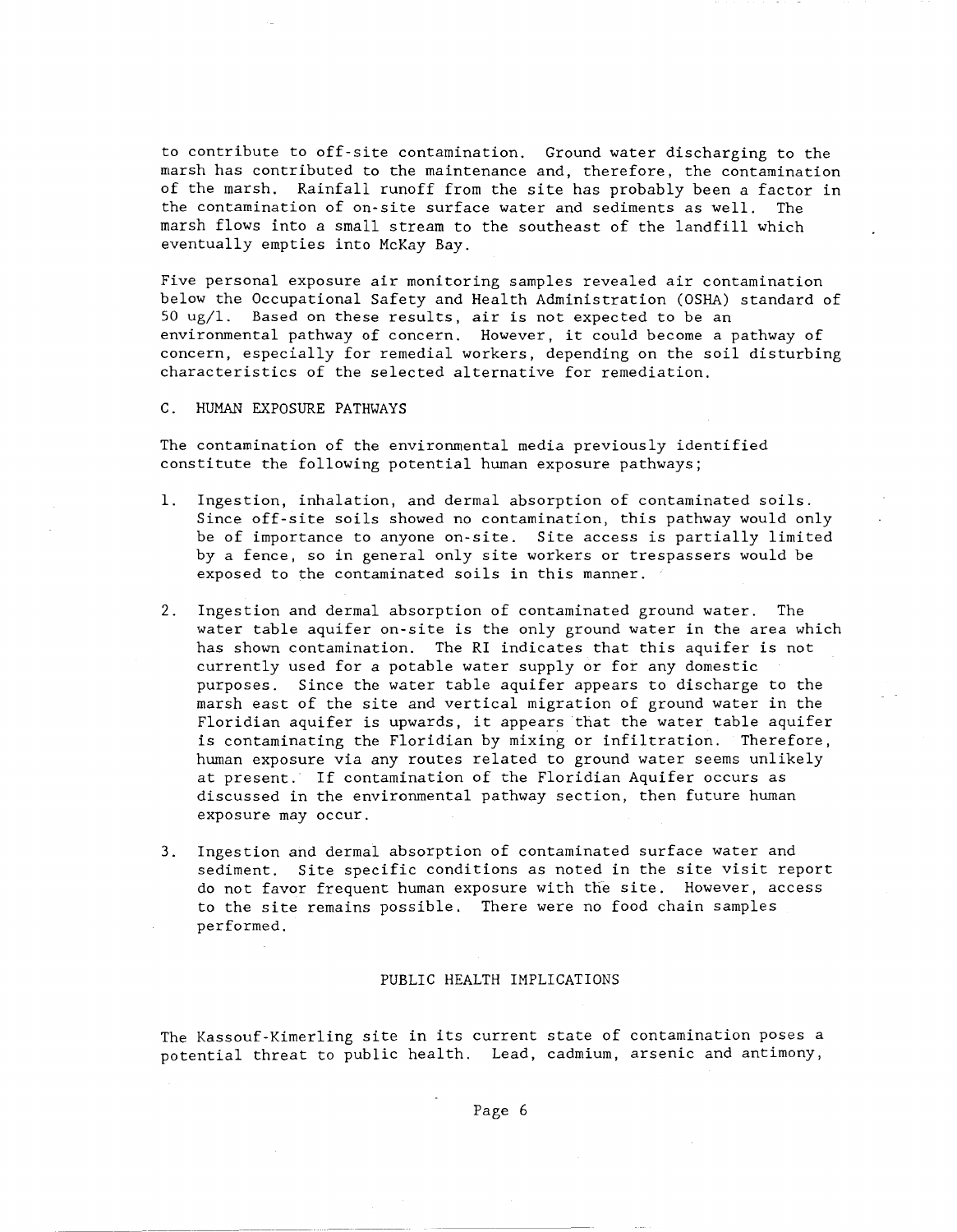to contribute to off-site contamination. Ground water discharging to the marsh has contributed to the maintenance and, therefore, the contamination of the marsh. Rainfall runoff from the site has probably been a factor in the contamination of on-site surface water and sediments as well. The marsh flows into a small stream to the southeast of the landfill which eventually empties into McKay Bay.

Five personal exposure air monitoring samples revealed air contamination below the Occupational Safety and Health Administration (OSHA) standard of 50 ug/l. Based on these results, air is not expected to be an environmental pathway of concern. However, it could become a pathway of concern, especially for remedial workers, depending on the soil disturbing characteristics of the selected alternative for remediation.

C. HUMAN EXPOSURE PATHWAYS

The contamination of the environmental media previously identified constitute the following potential human exposure pathways;

1. Ingestion, inhalation, and dermal absorption of contaminated soils. Since off-site soils showed no contamination, this pathway would only be of importance to anyone on-site. Site access is partially limited by a fence, so in general only site workers or trespassers would be exposed to the contaminated soils in this manner.

2. Ingestion and dermal absorption of contaminated ground water. The water table aquifer on-site is the only ground water in the area which has shown contamination. The RI indicates that this aquifer is not currently used for a potable water supply or for any domestic purposes. Since the water table aquifer appears to discharge to the marsh east of the site and vertical migration of ground water in the Floridian aquifer is upwards, it appears that the water table aquifer is contaminating the Floridian by mixing or infiltration. Therefore, human exposure via any routes related to ground water seems unlikely at present. If contamination of the Floridian Aquifer occurs as discussed in the environmental pathway section, then future human exposure may occur.

3. Ingestion and dermal absorption of contaminated surface water and sediment. Site specific conditions as noted in the site visit report do not favor frequent human exposure with the site. However, access to the site remains possible. There were no food chain samples performed.

## PUBLIC HEALTH IMPLICATIONS

The Kassouf-Kimerling site in its current state of contamination poses a potential threat to public health. Lead, cadmium, arsenic and antimony,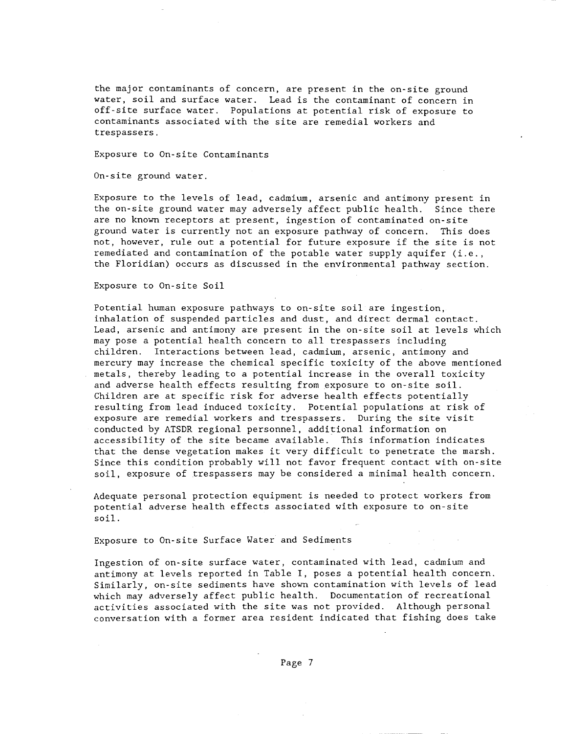the major contaminants of concern, are present in the on-site ground water, soil and surface water. Lead is the contaminant of concern in off-site surface water. Populations at potential risk of exposure to contaminants associated with the site are remedial workers and trespassers.

Exposure to On-site Contaminants

On-site ground water.

Exposure to the levels of lead, cadmium, arsenic and antimony present in the on-site ground water may adversely affect public health. Since there are no known receptors at present, ingestion of contaminated on-site ground water is currently not an exposure pathway of concern. This does not, however, rule out a potential for future exposure if the site is not remediated and contamination of the potable water supply aquifer (i.e., the Floridian) occurs as discussed in the environmental pathway section.

Exposure to On-site Soil

Potential human exposure pathways to on-site soil are ingestion, inhalation of suspended particles and dust, and direct dermal contact. Lead, arsenic and antimony are present in the on-site soil at levels which may pose a potential health concern to all trespassers including children. Interactions between lead, cadmium, arsenic, antimony and mercury may increase the chemical specific toxicity of the above mentioned metals, thereby leading to a potential increase in the overall toxicity and adverse health effects resulting from exposure to on-site soil. Children are at specific risk for adverse health effects potentially resulting from lead induced toxicity. Potential populations at risk of exposure are remedial workers and trespassers. During the site visit conducted by ATSDR regional personnel, additional information on accessibility of the site became available. This information indicates that the dense vegetation makes it very difficult to penetrate the marsh. Since this condition probably will not favor frequent contact with on-site soil, exposure of trespassers may be considered a minimal health concern.

Adequate personal protection equipment is needed to protect workers from potential adverse health effects associated with exposure to on-site soil.

Exposure to On-site Surface Water and Sediments

Ingestion of on-site surface water, contaminated with lead, cadmium and antimony at levels reported in Table I, poses a potential health concern. Similarly, on-site sediments have shown contamination with levels of lead which may adversely affect public health. Documentation of recreational activities associated with the site was not provided. Although personal conversation with a former area resident indicated that fishing does take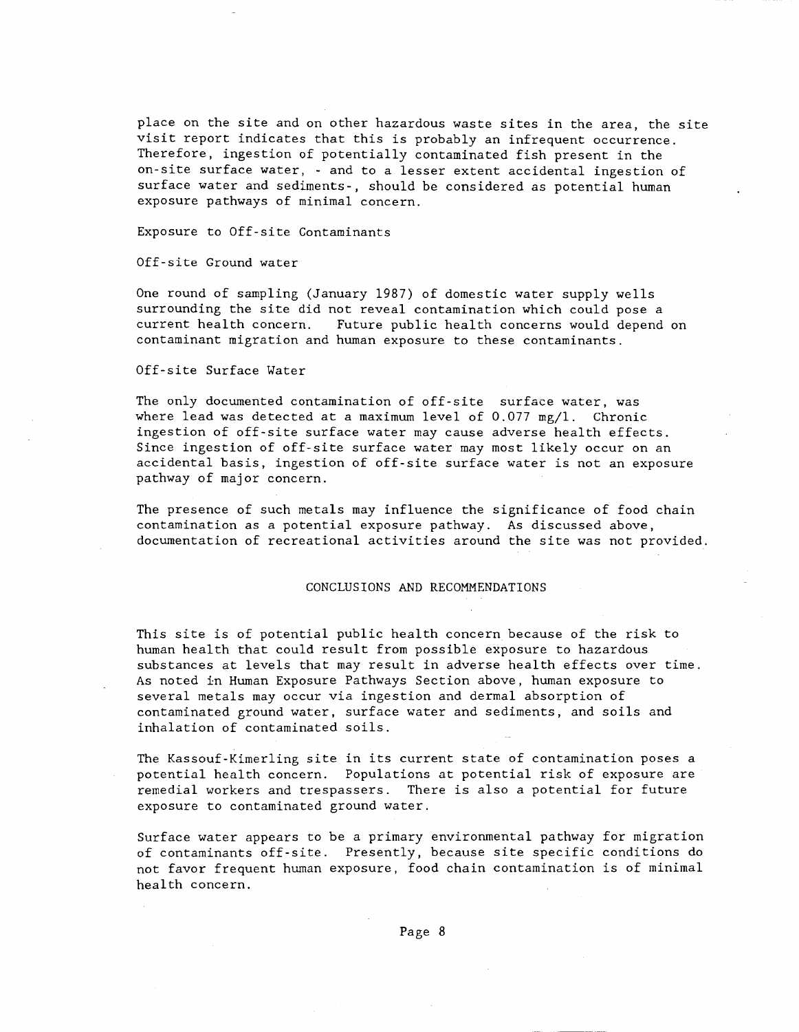place on the site and on other hazardous waste sites in the area, the site visit report indicates that this is probably an infrequent occurrence. Therefore, ingestion of potentially contaminated fish present in the on-site surface water, - and to a lesser extent accidental ingestion of surface water and sediments-, should be considered as potential human exposure pathways of minimal concern.

### Exposure to Off-site Contaminants

#### Off-site Ground water

One round of sampling (January 1987) of domestic water supply wells surrounding the site did not reveal contamination which could pose a current health concern. Future public health concerns would depend on contaminant migration and human exposure to these contaminants.

#### Off-site Surface Water

The only documented contamination of off-site surface water, was where lead was detected at a maximum level of 0.077 mg/l. Chronic ingestion of off-site surface water may cause adverse health effects. Since ingestion of off-site surface water may most likely occur on an accidental basis, ingestion of off-site surface water is not an exposure pathway of major concern.

The presence of such metals may influence the significance of food chain contamination as a potential exposure pathway. As discussed above, documentation of recreational activities around the site was not provided.

## CONCLUSIONS AND RECOMMENDATIONS

This site is of potential public health concern because of the risk to human health that could result from possible exposure to hazardous substances at levels that may result in adverse health effects over time. As noted in Human Exposure Pathways Section above, human exposure to several metals may occur via ingestion and dermal absorption of contaminated ground water, surface water and sediments, and soils and inhalation of contaminated soils.

The Kassouf-Kimerling site in its current state of contamination poses a potential health concern. Populations at potential risk of exposure are remedial workers and trespassers. There is also a potential for future exposure to contaminated ground water.

Surface water appears to be a primary environmental pathway for migration of contaminants off-site. Presently, because site specific conditions do not favor frequent human exposure, food chain contamination is of minimal health concern.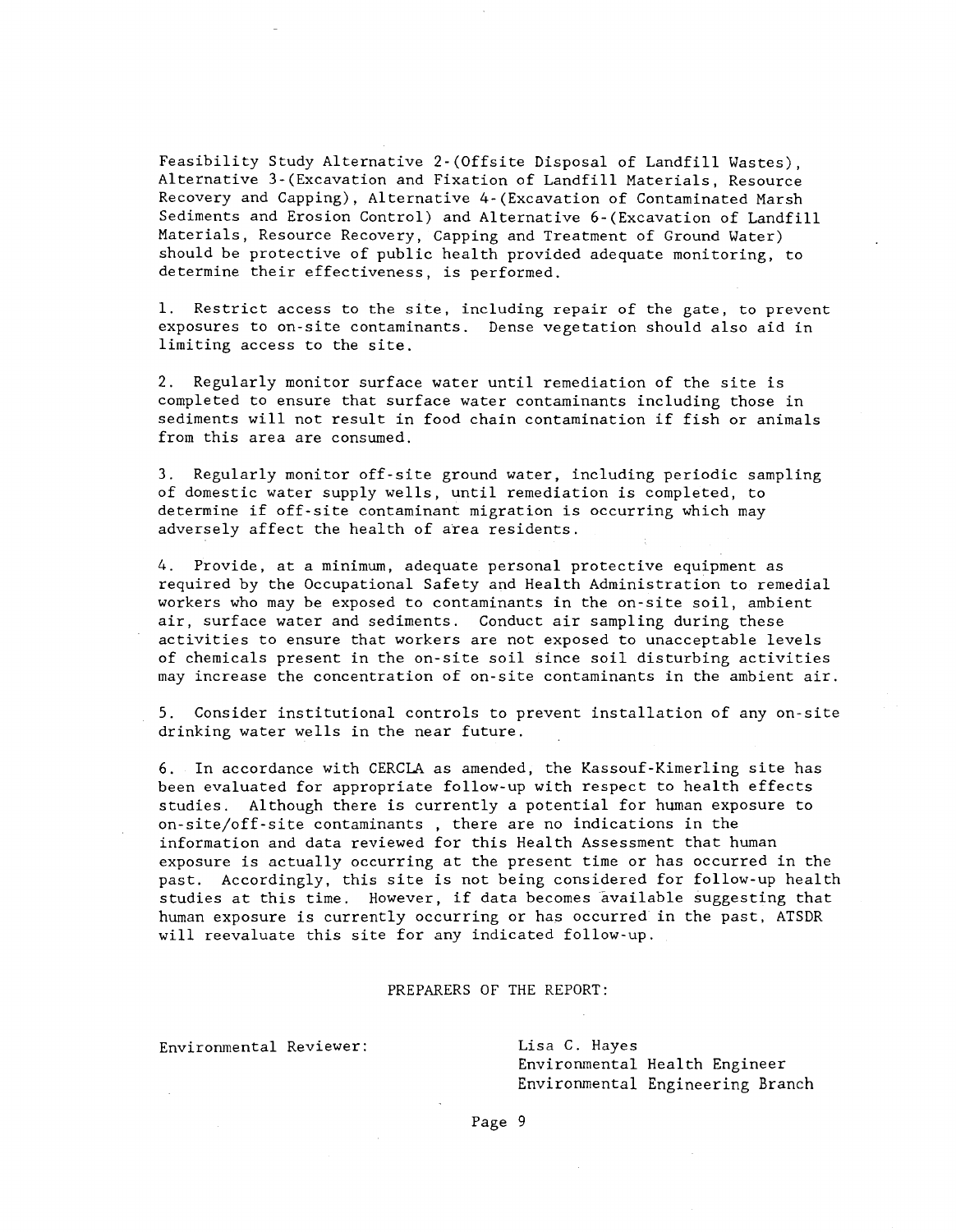Feasibility Study Alternative 2-(Offsite Disposal of Landfill Wastes), Alternative 3-(Excavation and Fixation of Landfill Materials, Resource Recovery and Capping), Alternative 4-(Excavation of Contaminated Marsh Sediments and Erosion Control) and Alternative 6-(Excavation of Landfill Materials, Resource Recovery, Capping and Treatment of Ground Water) should be protective of public health provided adequate monitoring, to determine their effectiveness, is performed.

1. Restrict access to the site, including repair of the gate, to prevent exposures to on-site contaminants. Dense vegetation should also aid in limiting access to the site.

2. Regularly monitor surface water until remediation of the site is completed to ensure that surface water contaminants including those in sediments will not result in food chain contamination if fish or animals from this area are consumed.

3. Regularly monitor off-site ground water, including periodic sampling of domestic water supply wells, until remediation is completed, to determine if off-site contaminant migration is occurring which may adversely affect the health of area residents.

4. Provide, at a minimum, adequate personal protective equipment as required by the Occupational Safety and Health Administration to remedial workers who may be exposed to contaminants in the on-site soil, ambient air, surface water and sediments. Conduct air sampling during these activities to ensure that workers are not exposed to unacceptable levels of chemicals present in the on-site soil since soil disturbing activities may increase the concentration of on-site contaminants in the ambient air.

5. Consider institutional controls to prevent installation of any on-site drinking water wells in the near future.

6. In accordance with CERCLA as amended, the Kassouf-Kimerling site has been evaluated for appropriate follow-up with respect to health effects studies. Although there is currently a potential for human exposure to on-site/off-site contaminants , there are no indications in the information and data reviewed for this Health Assessment that human exposure is actually occurring at the present time or has occurred in the past. Accordingly, this site is not being considered for follow-up health studies at this time. However, if data becomes available suggesting that human exposure is currently occurring or has occurred in the past, ATSDR will reevaluate this site for any indicated follow-up.

PREPARERS OF THE REPORT:

Environmental Reviewer:

Lisa C. Hayes
Environmental Health Engineer
Environmental Engineering Branch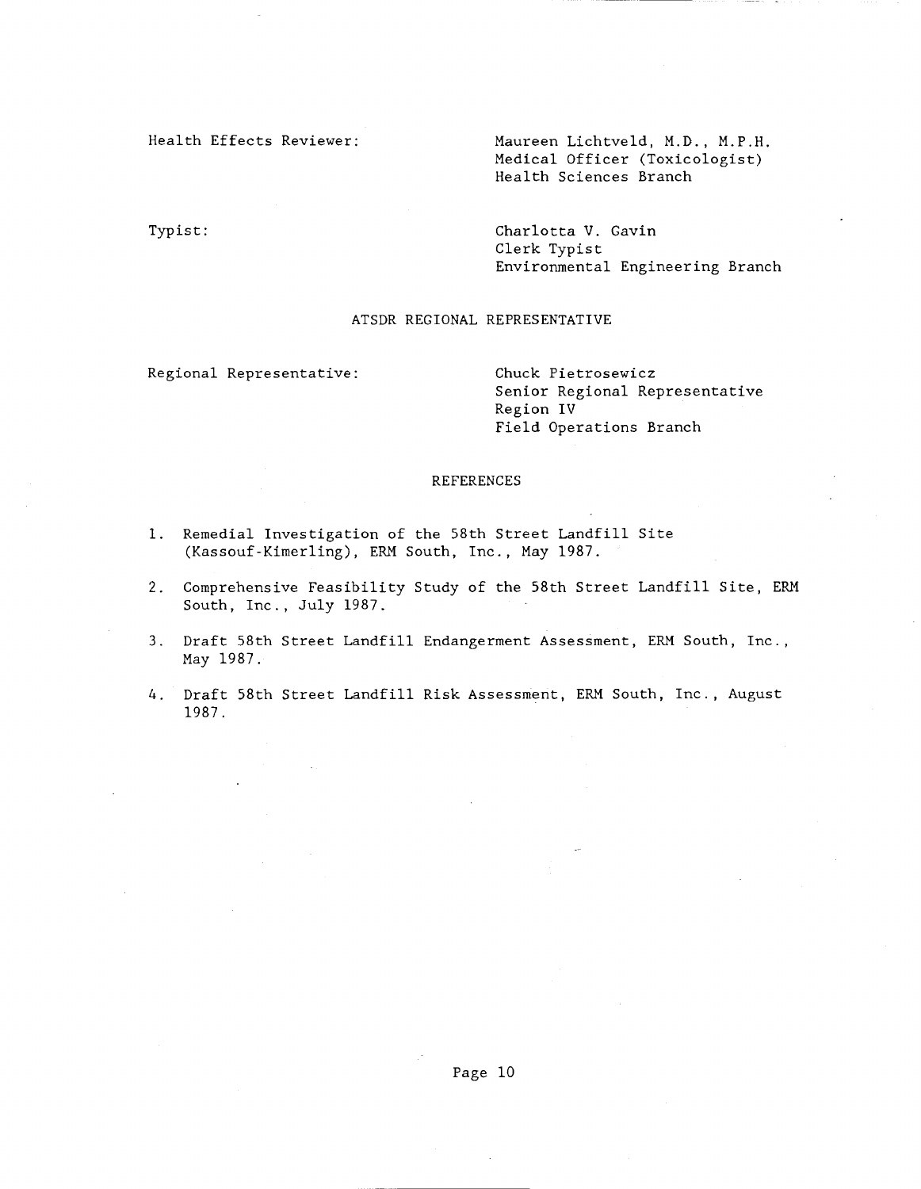Health Effects Reviewer: Maureen Lichtveld, M.D., M.P.H.
Medical Officer (Toxicologist)
Health Sciences Branch

Typist: Charlotta V. Gavin
Clerk Typist
Environmental Engineering Branch

## ATSDR REGIONAL REPRESENTATIVE

Regional Representative: Chuck Pietrosewicz
Senior Regional Representative
Region IV
Field Operations Branch

## REFERENCES

1. Remedial Investigation of the 58th Street Landfill Site (Kassouf-Kimerling), ERM South, Inc., May 1987.

2. Comprehensive Feasibility Study of the 58th Street Landfill Site, ERM South, Inc., July 1987.

3. Draft 58th Street Landfill Endangerment Assessment, ERM South, Inc., May 1987.

4. Draft 58th Street Landfill Risk Assessment, ERM South, Inc., August 1987.